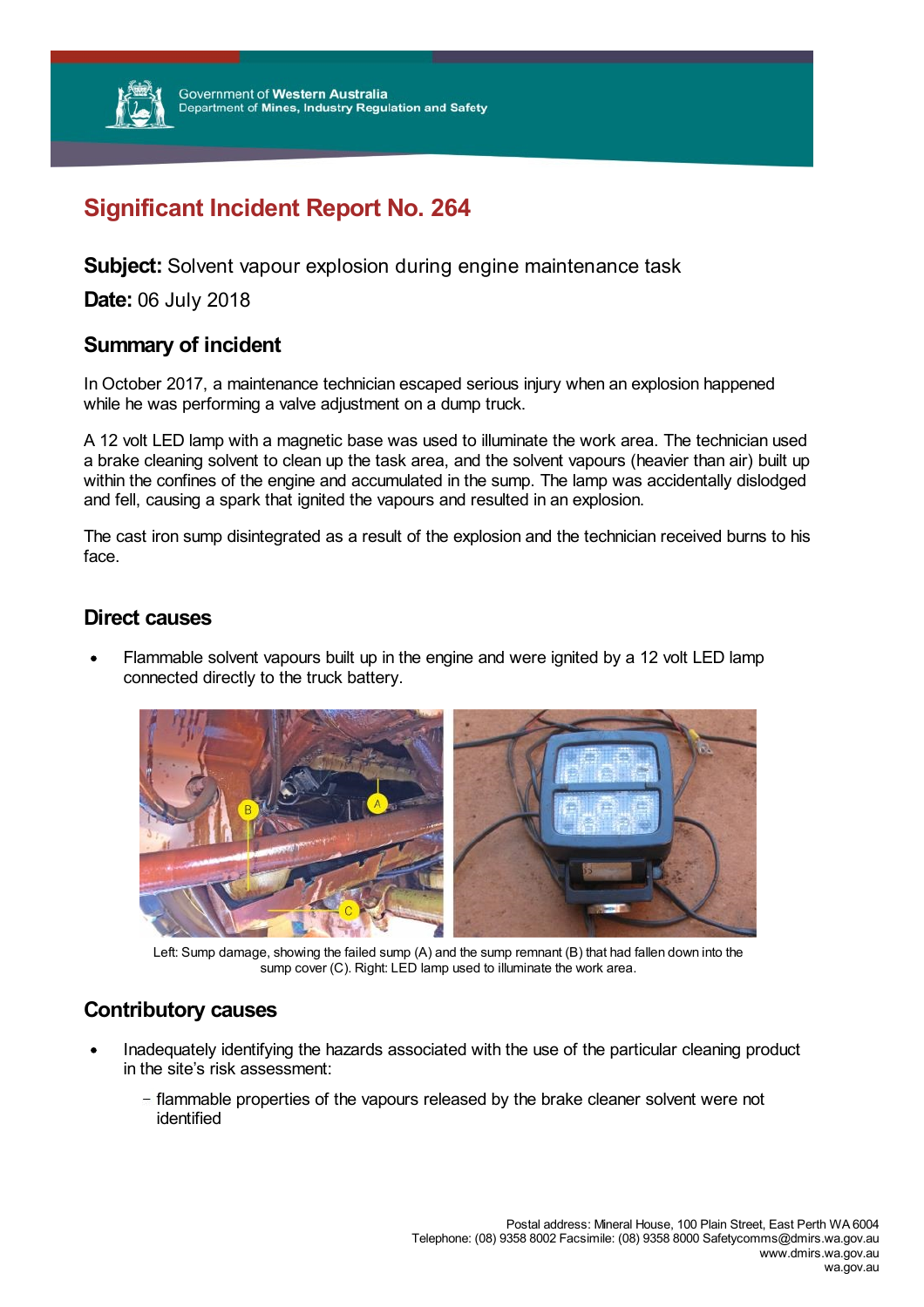Government of Western Australia
Department of Mines, Industry Regulation and Safety

# Significant Incident Report No. 264

**Subject:** Solvent vapour explosion during engine maintenance task

**Date:** 06 July 2018

## Summary of incident

In October 2017, a maintenance technician escaped serious injury when an explosion happened while he was performing a valve adjustment on a dump truck.

A 12 volt LED lamp with a magnetic base was used to illuminate the work area. The technician used a brake cleaning solvent to clean up the task area, and the solvent vapours (heavier than air) built up within the confines of the engine and accumulated in the sump. The lamp was accidentally dislodged and fell, causing a spark that ignited the vapours and resulted in an explosion.

The cast iron sump disintegrated as a result of the explosion and the technician received burns to his face.

## Direct causes

- Flammable solvent vapours built up in the engine and were ignited by a 12 volt LED lamp connected directly to the truck battery.

Left: Sump damage, showing the failed sump (A) and the sump remnant (B) that had fallen down into the sump cover (C). Right: LED lamp used to illuminate the work area.

## Contributory causes

- Inadequately identifying the hazards associated with the use of the particular cleaning product in the site's risk assessment:
  - flammable properties of the vapours released by the brake cleaner solvent were not identified

Postal address: Mineral House, 100 Plain Street, East Perth WA 6004
Telephone: (08) 9358 8002 Facsimile: (08) 9358 8000 Safetycomms@dmirs.wa.gov.au
www.dmirs.wa.gov.au
wa.gov.au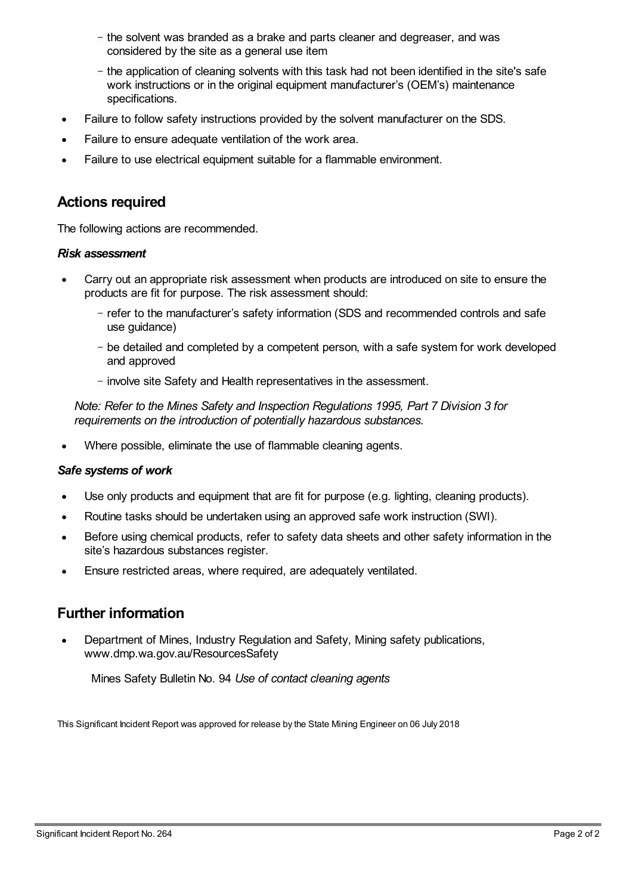- the solvent was branded as a brake and parts cleaner and degreaser, and was considered by the site as a general use item
- the application of cleaning solvents with this task had not been identified in the site's safe work instructions or in the original equipment manufacturer's (OEM's) maintenance specifications.

- Failure to follow safety instructions provided by the solvent manufacturer on the SDS.
- Failure to ensure adequate ventilation of the work area.
- Failure to use electrical equipment suitable for a flammable environment.

## Actions required

The following actions are recommended.

### *Risk assessment*

- Carry out an appropriate risk assessment when products are introduced on site to ensure the products are fit for purpose. The risk assessment should:
  - refer to the manufacturer's safety information (SDS and recommended controls and safe use guidance)
  - be detailed and completed by a competent person, with a safe system for work developed and approved
  - involve site Safety and Health representatives in the assessment.

  *Note: Refer to the Mines Safety and Inspection Regulations 1995, Part 7 Division 3 for requirements on the introduction of potentially hazardous substances.*

- Where possible, eliminate the use of flammable cleaning agents.

### *Safe systems of work*

- Use only products and equipment that are fit for purpose (e.g. lighting, cleaning products).
- Routine tasks should be undertaken using an approved safe work instruction (SWI).
- Before using chemical products, refer to safety data sheets and other safety information in the site's hazardous substances register.
- Ensure restricted areas, where required, are adequately ventilated.

## Further information

- Department of Mines, Industry Regulation and Safety, Mining safety publications, www.dmp.wa.gov.au/ResourcesSafety

  Mines Safety Bulletin No. 94 *Use of contact cleaning agents*

This Significant Incident Report was approved for release by the State Mining Engineer on 06 July 2018